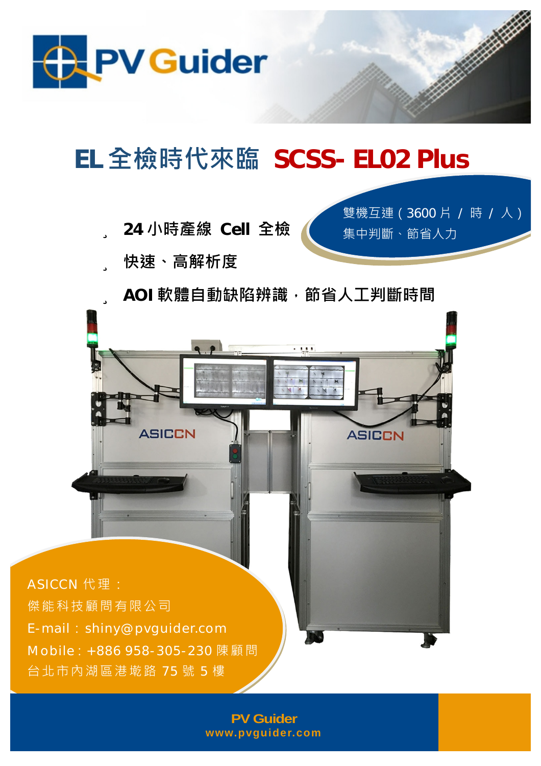# PV Guider

## EL 全檢時代來臨 SCSS- EL02 Plus

- 24 小時產線 Cell 全檢
- 快速、高解析度
- AOI 軟體自動缺陷辨識，節省人工判斷時間

雙機互連（3600 片 / 時 / 人）
集中判斷、節省人力

ASICCN

ASICCN

ASICCN 代理：
傑能科技顧問有限公司
E-mail：shiny@pvguider.com
Mobile：+886 958-305-230 陳顧問
台北市內湖區港墘路 75 號 5 樓

**PV Guider**
**www.pvguider.com**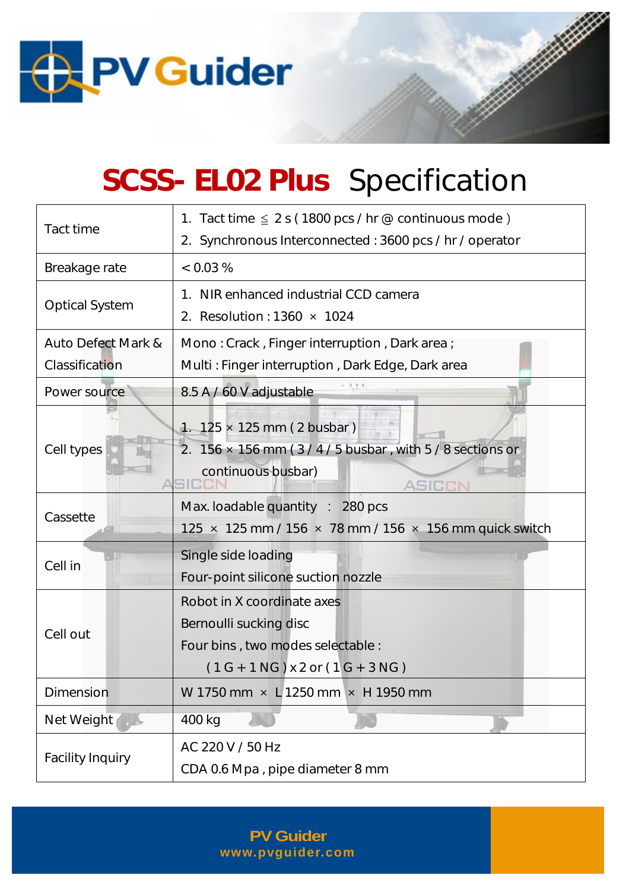# SCSS- EL02 Plus Specification

| | |
|---|---|
| Tact time | 1. Tact time ≦ 2 s ( 1800 pcs / hr @ continuous mode )<br>2. Synchronous Interconnected : 3600 pcs / hr / operator |
| Breakage rate | < 0.03 % |
| Optical System | 1. NIR enhanced industrial CCD camera<br>2. Resolution : 1360 × 1024 |
| Auto Defect Mark & Classification | Mono : Crack , Finger interruption , Dark area ;<br>Multi : Finger interruption , Dark Edge, Dark area |
| Power source | 8.5 A / 60 V adjustable |
| Cell types | 1. 125 × 125 mm ( 2 busbar )<br>2. 156 × 156 mm ( 3 / 4 / 5 busbar , with 5 / 8 sections or continuous busbar) |
| Cassette | Max. loadable quantity : 280 pcs<br>125 × 125 mm / 156 × 78 mm / 156 × 156 mm quick switch |
| Cell in | Single side loading<br>Four-point silicone suction nozzle |
| Cell out | Robot in X coordinate axes<br>Bernoulli sucking disc<br>Four bins , two modes selectable :<br>( 1 G + 1 NG ) x 2 or ( 1 G + 3 NG ) |
| Dimension | W 1750 mm × L 1250 mm × H 1950 mm |
| Net Weight | 400 kg |
| Facility Inquiry | AC 220 V / 50 Hz<br>CDA 0.6 Mpa , pipe diameter 8 mm |

PV Guider
www.pvguider.com